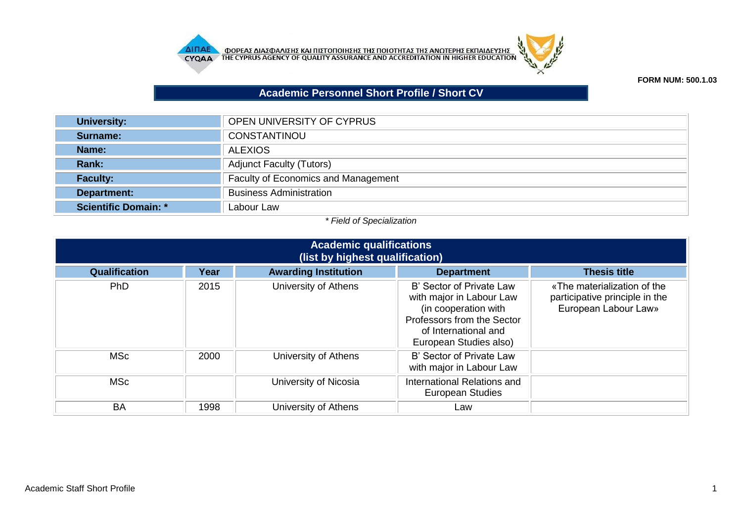ΦΟΡΕΑΣ ΔΙΑΣΦΑΛΙΣΗΣ ΚΑΙ ΠΙΣΤΟΠΟΙΗΣΗΣ ΤΗΣ ΠΟΙΟΤΗΤΑΣ ΤΗΣ ΑΝΩΤΕΡΗΣ ΕΚΠΑΙΔΕΥΣΗΣ
THE CYPRUS AGENCY OF QUALITY ASSURANCE AND ACCREDITATION IN HIGHER EDUCATION

**FORM NUM: 500.1.03**

# Academic Personnel Short Profile / Short CV

| | |
|---|---|
| **University:** | OPEN UNIVERSITY OF CYPRUS |
| **Surname:** | CONSTANTINOU |
| **Name:** | ALEXIOS |
| **Rank:** | Adjunct Faculty (Tutors) |
| **Faculty:** | Faculty of Economics and Management |
| **Department:** | Business Administration |
| **Scientific Domain: *** | Labour Law |

*\* Field of Specialization*

## Academic qualifications (list by highest qualification)

| Qualification | Year | Awarding Institution | Department | Thesis title |
|---|---|---|---|---|
| PhD | 2015 | University of Athens | B' Sector of Private Law with major in Labour Law (in cooperation with Professors from the Sector of International and European Studies also) | «The materialization of the participative principle in the European Labour Law» |
| MSc | 2000 | University of Athens | B' Sector of Private Law with major in Labour Law | |
| MSc | | University of Nicosia | International Relations and European Studies | |
| BA | 1998 | University of Athens | Law | |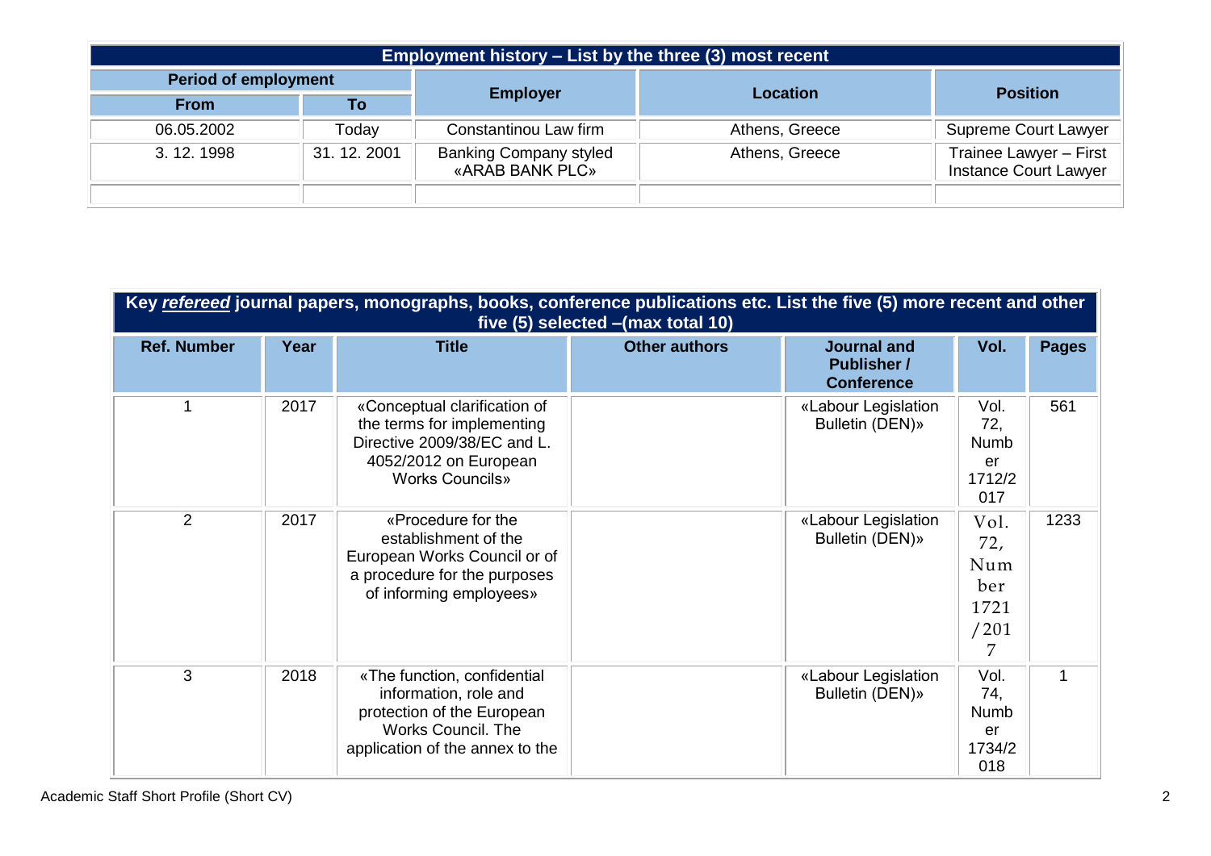| Employment history – List by the three (3) most recent | | | | |
|---|---|---|---|---|
| Period of employment | | Employer | Location | Position |
| From | To | | | |
| 06.05.2002 | Today | Constantinou Law firm | Athens, Greece | Supreme Court Lawyer |
| 3. 12. 1998 | 31. 12. 2001 | Banking Company styled «ARAB BANK PLC» | Athens, Greece | Trainee Lawyer – First Instance Court Lawyer |
| | | | | |

| Key ***refereed*** journal papers, monographs, books, conference publications etc. List the five (5) more recent and other five (5) selected –(max total 10) | | | | | | |
|---|---|---|---|---|---|---|
| **Ref. Number** | **Year** | **Title** | **Other authors** | **Journal and Publisher / Conference** | **Vol.** | **Pages** |
| 1 | 2017 | «Conceptual clarification of the terms for implementing Directive 2009/38/EC and L. 4052/2012 on European Works Councils» | | «Labour Legislation Bulletin (DEN)» | Vol. 72, Number 1712/2017 | 561 |
| 2 | 2017 | «Procedure for the establishment of the European Works Council or of a procedure for the purposes of informing employees» | | «Labour Legislation Bulletin (DEN)» | Vol. 72, Number 1721/2017 | 1233 |
| 3 | 2018 | «The function, confidential information, role and protection of the European Works Council. The application of the annex to the | | «Labour Legislation Bulletin (DEN)» | Vol. 74, Number 1734/2018 | 1 |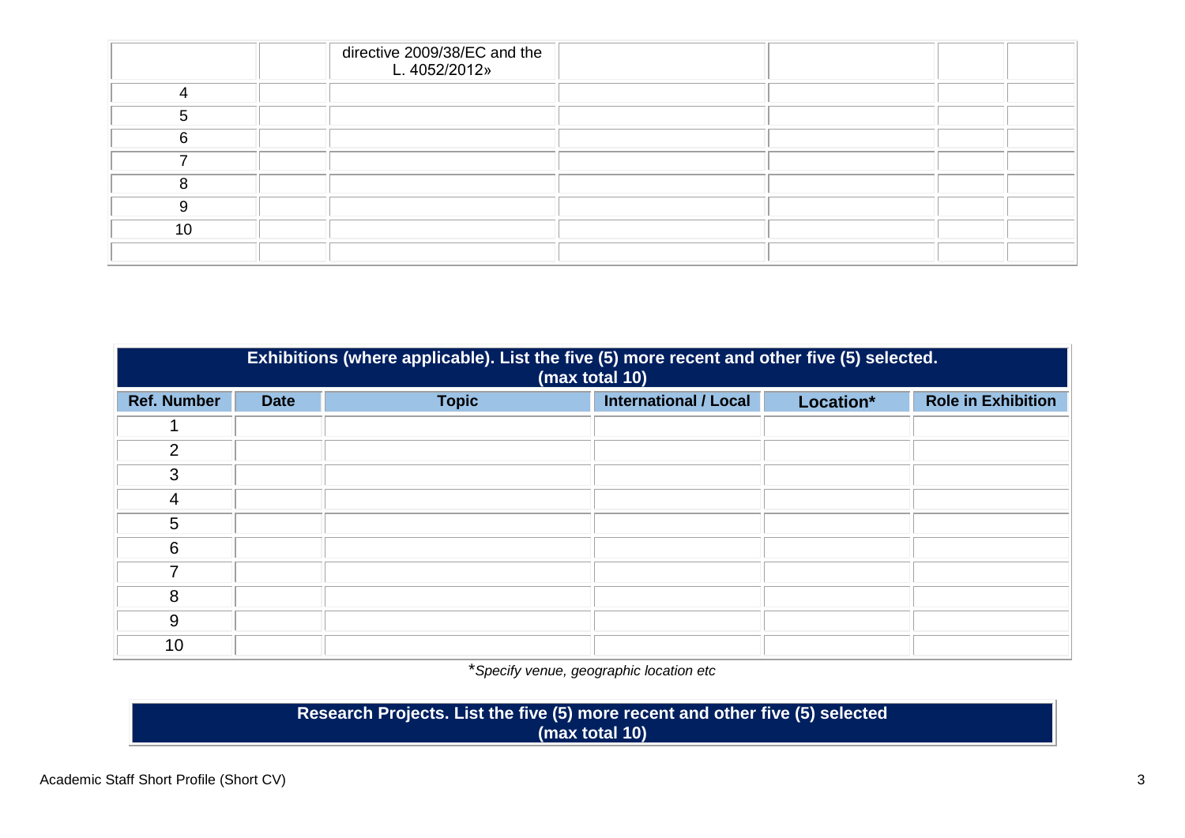| | | directive 2009/38/EC and the L. 4052/2012» | | | | |
|---|---|---|---|---|---|---|
| 4 | | | | | | |
| 5 | | | | | | |
| 6 | | | | | | |
| 7 | | | | | | |
| 8 | | | | | | |
| 9 | | | | | | |
| 10 | | | | | | |
| | | | | | | |

**Exhibitions (where applicable). List the five (5) more recent and other five (5) selected. (max total 10)**

| Ref. Number | Date | Topic | International / Local | Location* | Role in Exhibition |
|---|---|---|---|---|---|
| 1 | | | | | |
| 2 | | | | | |
| 3 | | | | | |
| 4 | | | | | |
| 5 | | | | | |
| 6 | | | | | |
| 7 | | | | | |
| 8 | | | | | |
| 9 | | | | | |
| 10 | | | | | |

**Specify venue, geographic location etc*

**Research Projects. List the five (5) more recent and other five (5) selected (max total 10)**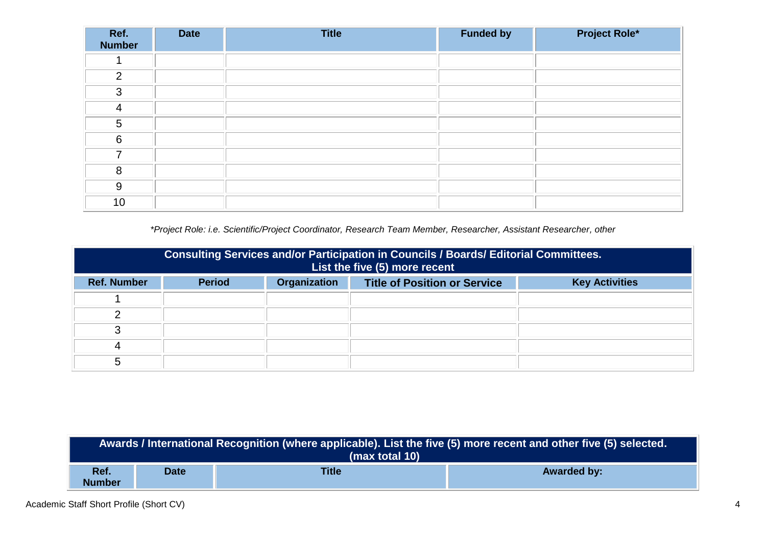| Ref. Number | Date | Title | Funded by | Project Role* |
|---|---|---|---|---|
| 1 | | | | |
| 2 | | | | |
| 3 | | | | |
| 4 | | | | |
| 5 | | | | |
| 6 | | | | |
| 7 | | | | |
| 8 | | | | |
| 9 | | | | |
| 10 | | | | |

*\*Project Role: i.e. Scientific/Project Coordinator, Research Team Member, Researcher, Assistant Researcher, other*

| Consulting Services and/or Participation in Councils / Boards/ Editorial Committees. List the five (5) more recent | | | | |
|---|---|---|---|---|
| **Ref. Number** | **Period** | **Organization** | **Title of Position or Service** | **Key Activities** |
| 1 | | | | |
| 2 | | | | |
| 3 | | | | |
| 4 | | | | |
| 5 | | | | |

| Awards / International Recognition (where applicable). List the five (5) more recent and other five (5) selected. (max total 10) | | | |
|---|---|---|---|
| **Ref. Number** | **Date** | **Title** | **Awarded by:** |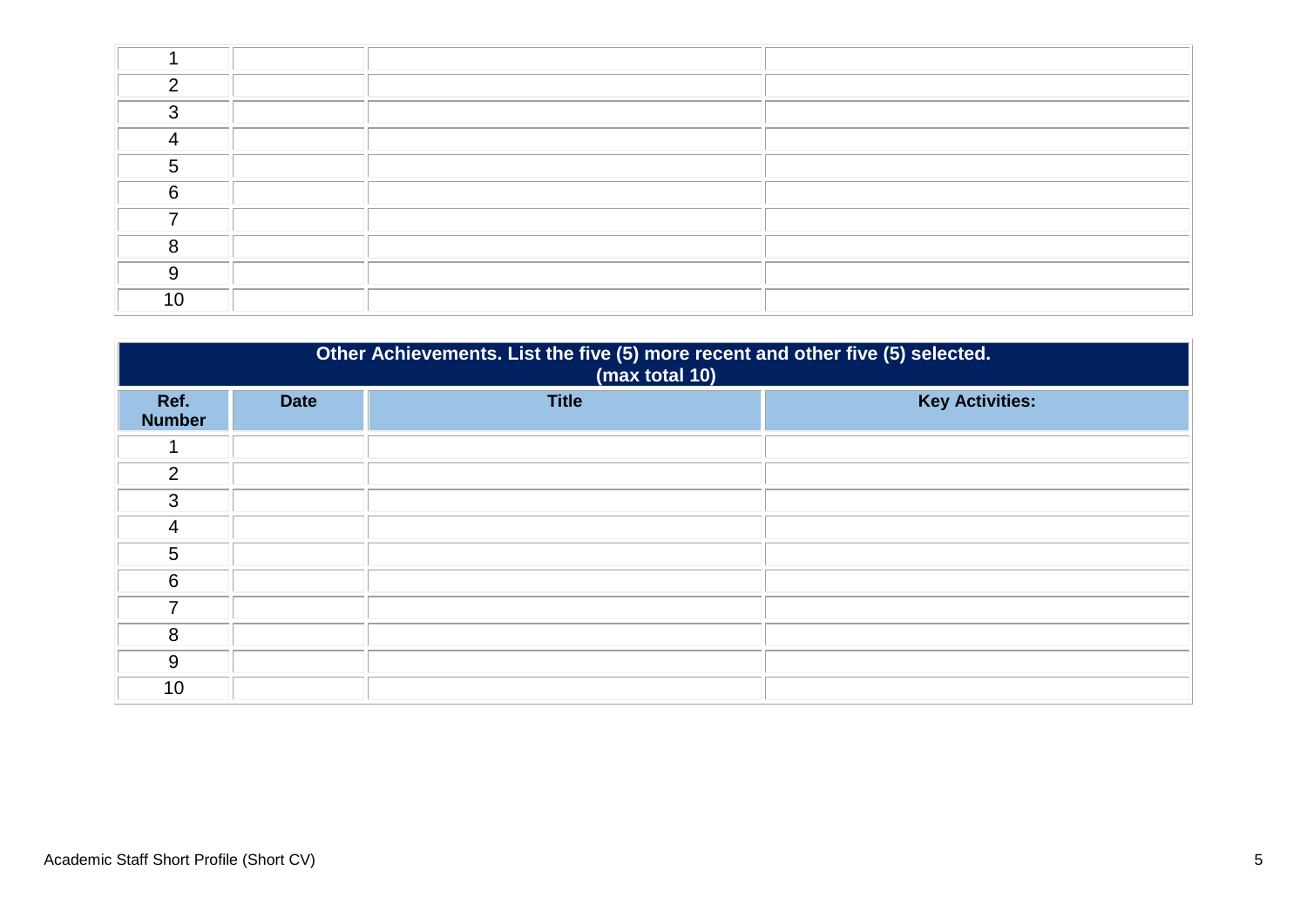| | | | |
|---|---|---|---|
| 1 | | | |
| 2 | | | |
| 3 | | | |
| 4 | | | |
| 5 | | | |
| 6 | | | |
| 7 | | | |
| 8 | | | |
| 9 | | | |
| 10 | | | |

| **Other Achievements. List the five (5) more recent and other five (5) selected. (max total 10)** | | | |
|---|---|---|---|
| **Ref. Number** | **Date** | **Title** | **Key Activities:** |
| 1 | | | |
| 2 | | | |
| 3 | | | |
| 4 | | | |
| 5 | | | |
| 6 | | | |
| 7 | | | |
| 8 | | | |
| 9 | | | |
| 10 | | | |